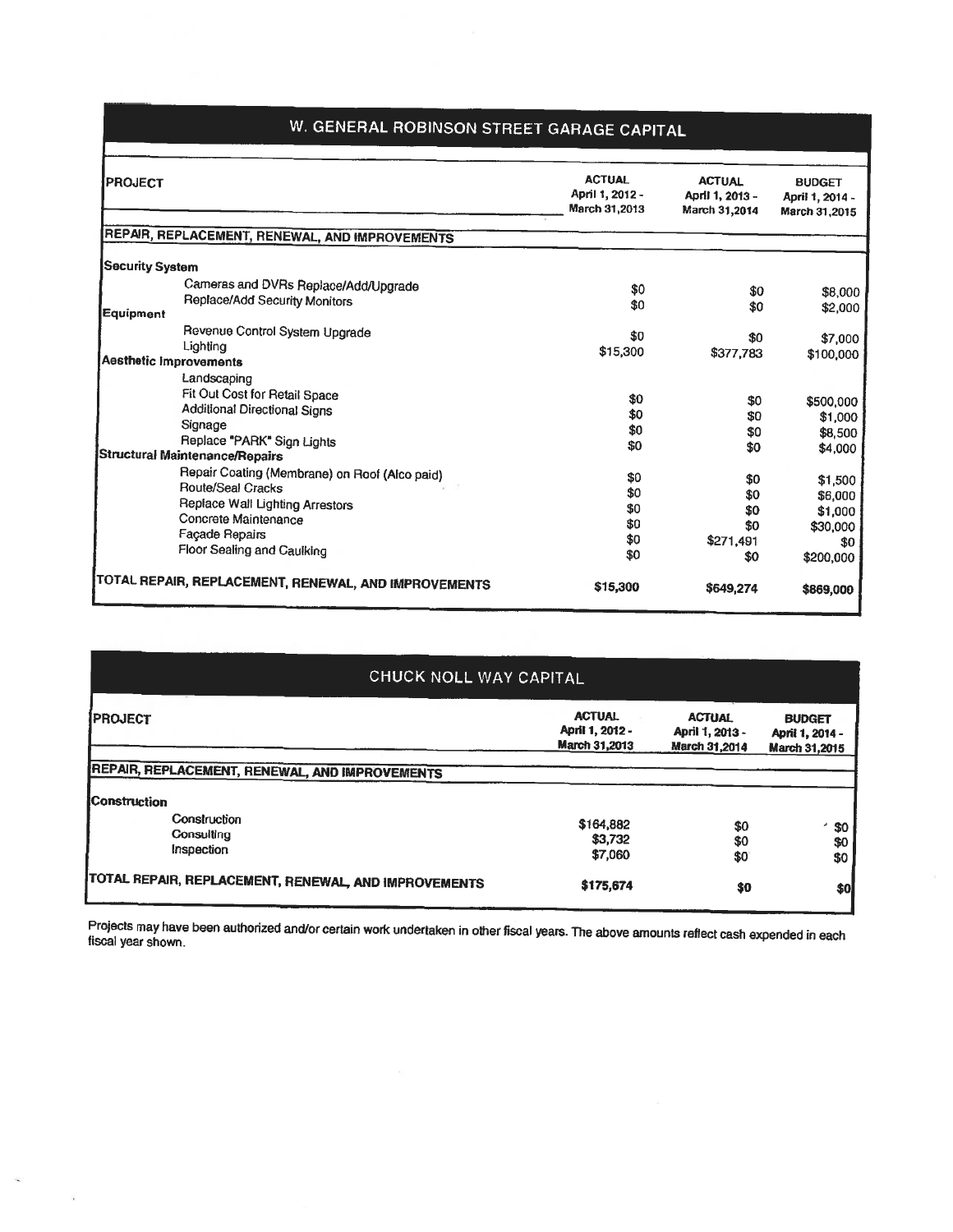## W. GENERAL ROBINSON STREET GARAGE CAPITAL

| PROJECT | ACTUAL April 1, 2012 - March 31,2013 | ACTUAL April 1, 2013 - March 31,2014 | BUDGET April 1, 2014 - March 31,2015 |
|---|---|---|---|
| **REPAIR, REPLACEMENT, RENEWAL, AND IMPROVEMENTS** | | | |
| **Security System** | | | |
| Cameras and DVRs Replace/Add/Upgrade | $0 | $0 | $8,000 |
| Replace/Add Security Monitors | $0 | $0 | $2,000 |
| **Equipment** | | | |
| Revenue Control System Upgrade | $0 | $0 | $7,000 |
| Lighting | $15,300 | $377,783 | $100,000 |
| **Aesthetic Improvements** | | | |
| Landscaping | | | |
| Fit Out Cost for Retail Space | $0 | $0 | $500,000 |
| Additional Directional Signs | $0 | $0 | $1,000 |
| Signage | $0 | $0 | $8,500 |
| Replace "PARK" Sign Lights | $0 | $0 | $4,000 |
| **Structural Maintenance/Repairs** | | | |
| Repair Coating (Membrane) on Roof (Alco paid) | $0 | $0 | $1,500 |
| Route/Seal Cracks | $0 | $0 | $6,000 |
| Replace Wall Lighting Arrestors | $0 | $0 | $1,000 |
| Concrete Maintenance | $0 | $0 | $30,000 |
| Façade Repairs | $0 | $271,491 | $0 |
| Floor Sealing and Caulking | $0 | $0 | $200,000 |
| **TOTAL REPAIR, REPLACEMENT, RENEWAL, AND IMPROVEMENTS** | **$15,300** | **$649,274** | **$869,000** |

## CHUCK NOLL WAY CAPITAL

| PROJECT | ACTUAL April 1, 2012 - March 31,2013 | ACTUAL April 1, 2013 - March 31,2014 | BUDGET April 1, 2014 - March 31,2015 |
|---|---|---|---|
| **REPAIR, REPLACEMENT, RENEWAL, AND IMPROVEMENTS** | | | |
| **Construction** | | | |
| Construction | $164,882 | $0 | $0 |
| Consulting | $3,732 | $0 | $0 |
| Inspection | $7,060 | $0 | $0 |
| **TOTAL REPAIR, REPLACEMENT, RENEWAL, AND IMPROVEMENTS** | **$175,674** | **$0** | **$0** |

Projects may have been authorized and/or certain work undertaken in other fiscal years. The above amounts reflect cash expended in each fiscal year shown.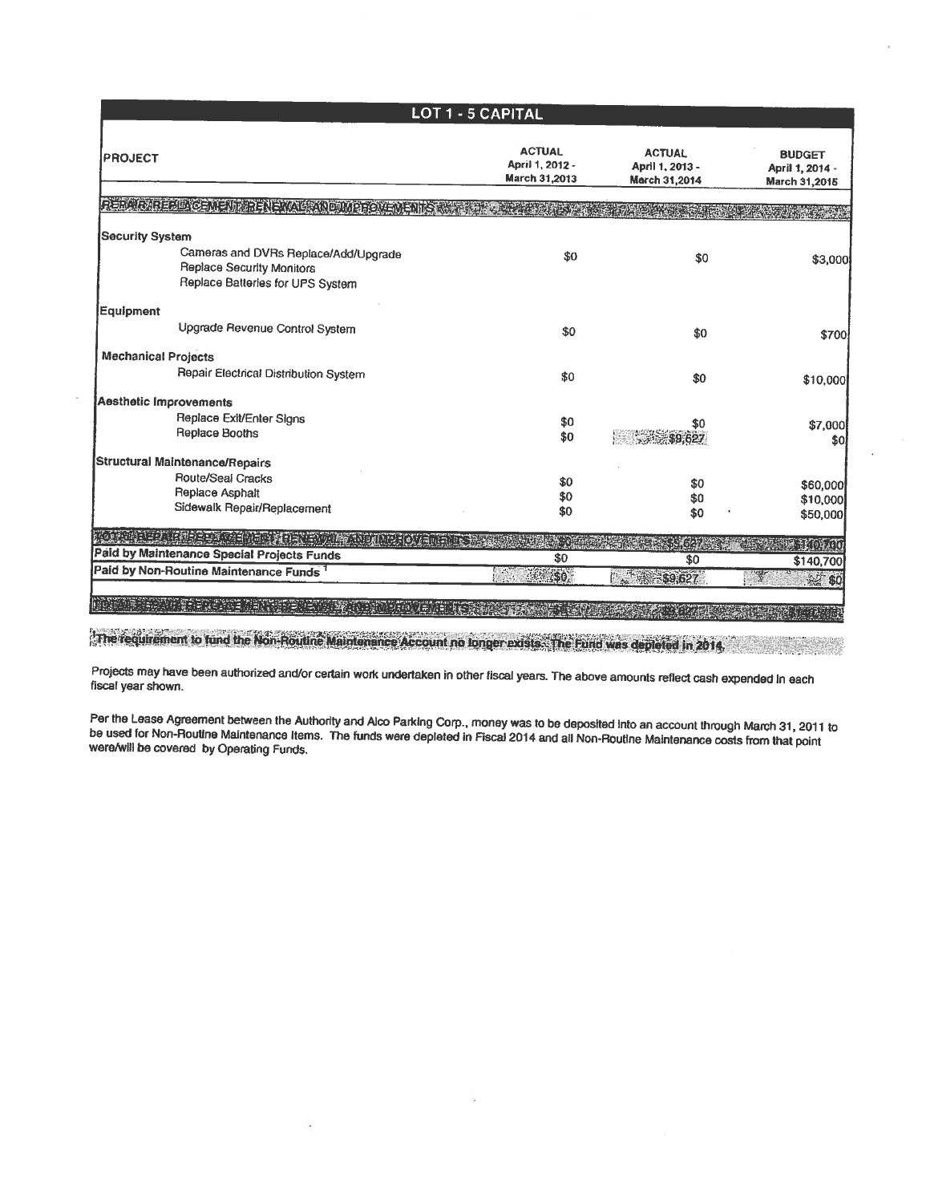| LOT 1 - 5 CAPITAL | | | |
|---|---|---|---|
| **PROJECT** | **ACTUAL** April 1, 2012 - March 31,2013 | **ACTUAL** April 1, 2013 - March 31,2014 | **BUDGET** April 1, 2014 - March 31,2015 |
| **REPAIR, REPLACEMENT, RENEWAL, AND IMPROVEMENTS** | | | |
| **Security System** | | | |
| Cameras and DVRs Replace/Add/Upgrade<br>Replace Security Monitors<br>Replace Batteries for UPS System | $0 | $0 | $3,000 |
| **Equipment** | | | |
| Upgrade Revenue Control System | $0 | $0 | $700 |
| **Mechanical Projects** | | | |
| Repair Electrical Distribution System | $0 | $0 | $10,000 |
| **Aesthetic Improvements** | | | |
| Replace Exit/Enter Signs | $0 | $0 | $7,000 |
| Replace Booths | $0 | $9,627 | $0 |
| **Structural Maintenance/Repairs** | | | |
| Route/Seal Cracks | $0 | $0 | $60,000 |
| Replace Asphalt | $0 | $0 | $10,000 |
| Sidewalk Repair/Replacement | $0 | $0 | $50,000 |
| **TOTAL REPAIR, REPLACEMENT, RENEWAL, AND IMPROVEMENTS** | $0 | $9,627 | $140,700 |
| **Paid by Maintenance Special Projects Funds** | $0 | $0 | $140,700 |
| **Paid by Non-Routine Maintenance Funds** [1] | $0 | $9,627 | $0 |
| **TOTAL REPAIR, REPLACEMENT, RENEWAL, AND IMPROVEMENTS** | $0 | $9,627 | $140,700 |

[1] **The requirement to fund the Non-Routine Maintenance Account no longer exists. The Fund was depleted in 2014.**

Projects may have been authorized and/or certain work undertaken in other fiscal years. The above amounts reflect cash expended in each fiscal year shown.

Per the Lease Agreement between the Authority and Alco Parking Corp., money was to be deposited into an account through March 31, 2011 to be used for Non-Routine Maintenance Items. The funds were depleted in Fiscal 2014 and all Non-Routine Maintenance costs from that point were/will be covered by Operating Funds.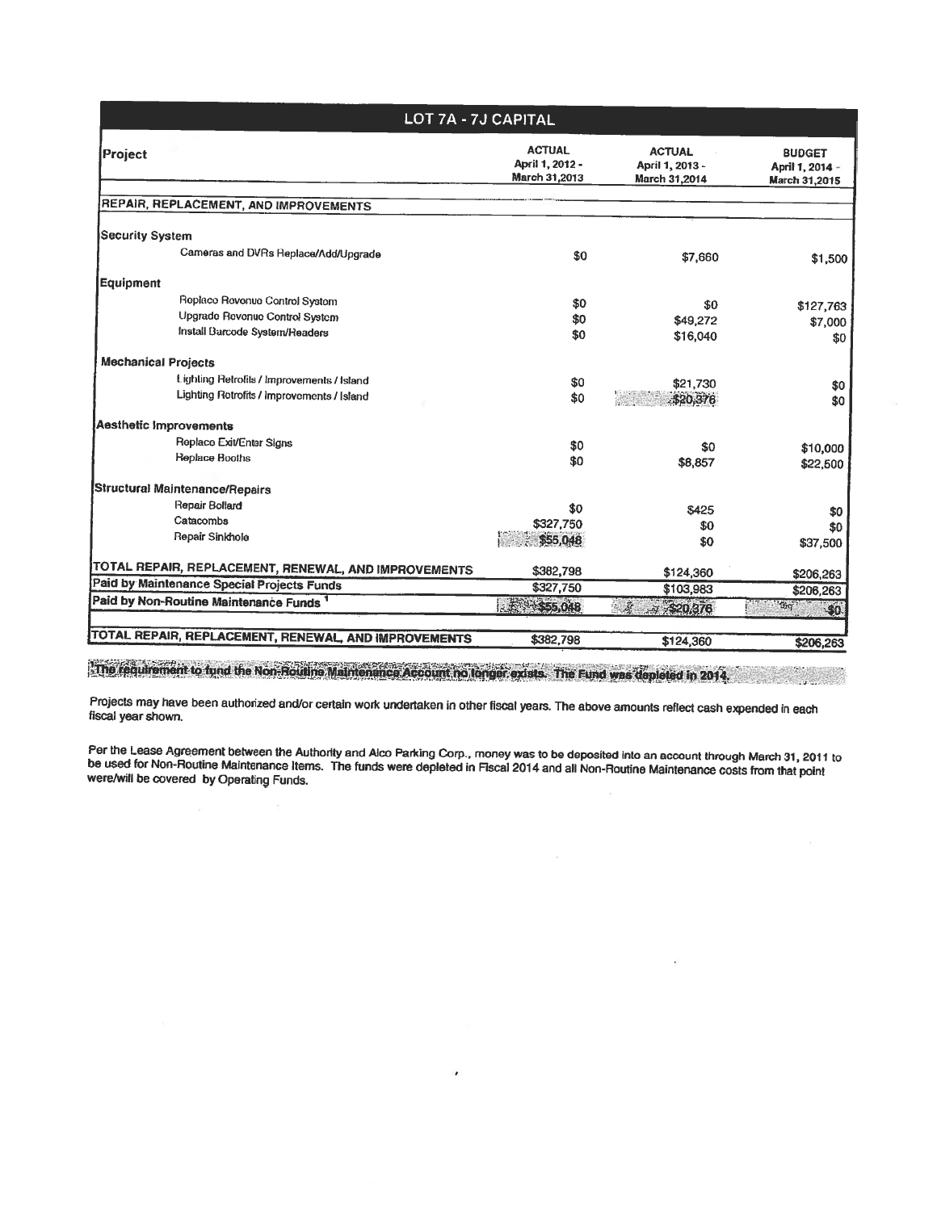| LOT 7A - 7J CAPITAL | | | |
|---|---|---|---|
| **Project** | **ACTUAL April 1, 2012 - March 31,2013** | **ACTUAL April 1, 2013 - March 31,2014** | **BUDGET April 1, 2014 - March 31,2015** |
| **REPAIR, REPLACEMENT, AND IMPROVEMENTS** | | | |
| **Security System** | | | |
| Cameras and DVRs Replace/Add/Upgrade | $0 | $7,660 | $1,500 |
| **Equipment** | | | |
| Replace Revenue Control System | $0 | $0 | $127,763 |
| Upgrade Revenue Control System | $0 | $49,272 | $7,000 |
| Install Barcode System/Readers | $0 | $16,040 | $0 |
| **Mechanical Projects** | | | |
| Lighting Retrofits / Improvements / Island | $0 | $21,730 | $0 |
| Lighting Retrofits / Improvements / Island | $0 | $20,376 | $0 |
| **Aesthetic Improvements** | | | |
| Replace Exit/Enter Signs | $0 | $0 | $10,000 |
| Replace Booths | $0 | $8,857 | $22,500 |
| **Structural Maintenance/Repairs** | | | |
| Repair Bollard | $0 | $425 | $0 |
| Catacombs | $327,750 | $0 | $0 |
| Repair Sinkhole | $55,048 | $0 | $37,500 |
| **TOTAL REPAIR, REPLACEMENT, RENEWAL, AND IMPROVEMENTS** | $382,798 | $124,360 | $206,263 |
| **Paid by Maintenance Special Projects Funds** | $327,750 | $103,983 | $206,263 |
| **Paid by Non-Routine Maintenance Funds [1]** | $55,048 | $20,376 | $0 |
| **TOTAL REPAIR, REPLACEMENT, RENEWAL, AND IMPROVEMENTS** | $382,798 | $124,360 | $206,263 |

[1] **The requirement to fund the Non-Routine Maintenance Account no longer exists. The Fund was depleted in 2014.**

Projects may have been authorized and/or certain work undertaken in other fiscal years. The above amounts reflect cash expended in each fiscal year shown.

Per the Lease Agreement between the Authority and Alco Parking Corp., money was to be deposited into an account through March 31, 2011 to be used for Non-Routine Maintenance Items. The funds were depleted in Fiscal 2014 and all Non-Routine Maintenance costs from that point were/will be covered by Operating Funds.